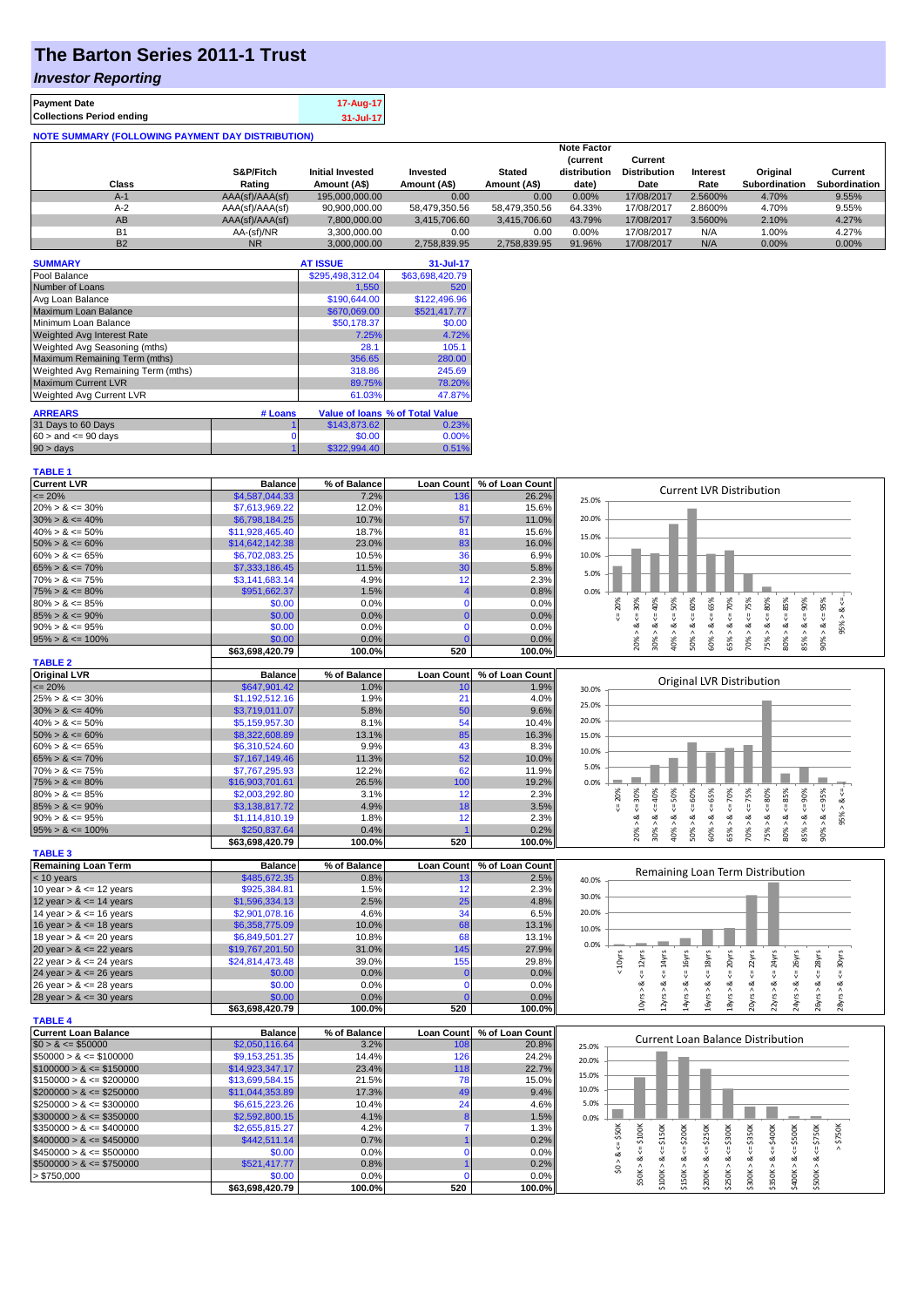# The Barton Series 2011-1 Trust

## *Investor Reporting*

| | |
|---|---|
| **Payment Date** | 17-Aug-17 |
| **Collections Period ending** | 31-Jul-17 |

**NOTE SUMMARY (FOLLOWING PAYMENT DAY DISTRIBUTION)**

| Class | S&P/Fitch Rating | Initial Invested Amount (A$) | Invested Amount (A$) | Stated Amount (A$) | Note Factor (current distribution date) | Current Distribution Date | Interest Rate | Original Subordination | Current Subordination |
|---|---|---|---|---|---|---|---|---|---|
| A-1 | AAA(sf)/AAA(sf) | 195,000,000.00 | 0.00 | 0.00 | 0.00% | 17/08/2017 | 2.5600% | 4.70% | 9.55% |
| A-2 | AAA(sf)/AAA(sf) | 90,900,000.00 | 58,479,350.56 | 58,479,350.56 | 64.33% | 17/08/2017 | 2.8600% | 4.70% | 9.55% |
| AB | AAA(sf)/AAA(sf) | 7,800,000.00 | 3,415,706.60 | 3,415,706.60 | 43.79% | 17/08/2017 | 3.5600% | 2.10% | 4.27% |
| B1 | AA-(sf)/NR | 3,300,000.00 | 0.00 | 0.00 | 0.00% | 17/08/2017 | N/A | 1.00% | 4.27% |
| B2 | NR | 3,000,000.00 | 2,758,839.95 | 2,758,839.95 | 91.96% | 17/08/2017 | N/A | 0.00% | 0.00% |

| SUMMARY | AT ISSUE | 31-Jul-17 |
|---|---|---|
| Pool Balance | $295,498,312.04 | $63,698,420.79 |
| Number of Loans | 1,550 | 520 |
| Avg Loan Balance | $190,644.00 | $122,496.96 |
| Maximum Loan Balance | $670,069.00 | $521,417.77 |
| Minimum Loan Balance | $50,178.37 | $0.00 |
| Weighted Avg Interest Rate | 7.25% | 4.72% |
| Weighted Avg Seasoning (mths) | 28.1 | 105.1 |
| Maximum Remaining Term (mths) | 356.65 | 280.00 |
| Weighted Avg Remaining Term (mths) | 318.86 | 245.69 |
| Maximum Current LVR | 89.75% | 78.20% |
| Weighted Avg Current LVR | 61.03% | 47.87% |

| ARREARS | # Loans | Value of loans | % of Total Value |
|---|---|---|---|
| 31 Days to 60 Days | 1 | $143,873.62 | 0.23% |
| $60 >$ and $<= 90$ days | 0 | $0.00 | 0.00% |
| $90 >$ days | 1 | $322,994.40 | 0.51% |

**TABLE 1**

| Current LVR | Balance | % of Balance | Loan Count | % of Loan Count |
|---|---|---|---|---|
| <= 20% | $4,587,044.33 | 7.2% | 136 | 26.2% |
| 20% > & <= 30% | $7,613,969.22 | 12.0% | 81 | 15.6% |
| 30% > & <= 40% | $6,798,184.25 | 10.7% | 57 | 11.0% |
| 40% > & <= 50% | $11,928,465.40 | 18.7% | 81 | 15.6% |
| 50% > & <= 60% | $14,642,142.38 | 23.0% | 83 | 16.0% |
| 60% > & <= 65% | $6,702,083.25 | 10.5% | 36 | 6.9% |
| 65% > & <= 70% | $7,333,186.45 | 11.5% | 30 | 5.8% |
| 70% > & <= 75% | $3,141,683.14 | 4.9% | 12 | 2.3% |
| 75% > & <= 80% | $951,662.37 | 1.5% | 4 | 0.8% |
| 80% > & <= 85% | $0.00 | 0.0% | 0 | 0.0% |
| 85% > & <= 90% | $0.00 | 0.0% | 0 | 0.0% |
| 90% > & <= 95% | $0.00 | 0.0% | 0 | 0.0% |
| 95% > & <= 100% | $0.00 | 0.0% | 0 | 0.0% |
| | $63,698,420.79 | 100.0% | 520 | 100.0% |

**TABLE 2**

| Original LVR | Balance | % of Balance | Loan Count | % of Loan Count |
|---|---|---|---|---|
| <= 20% | $647,901.42 | 1.0% | 10 | 1.9% |
| 25% > & <= 30% | $1,192,512.16 | 1.9% | 21 | 4.0% |
| 30% > & <= 40% | $3,719,011.07 | 5.8% | 50 | 9.6% |
| 40% > & <= 50% | $5,159,957.30 | 8.1% | 54 | 10.4% |
| 50% > & <= 60% | $8,322,608.89 | 13.1% | 85 | 16.3% |
| 60% > & <= 65% | $6,310,524.60 | 9.9% | 43 | 8.3% |
| 65% > & <= 70% | $7,167,149.46 | 11.3% | 52 | 10.0% |
| 70% > & <= 75% | $7,767,295.93 | 12.2% | 62 | 11.9% |
| 75% > & <= 80% | $16,903,701.61 | 26.5% | 100 | 19.2% |
| 80% > & <= 85% | $2,003,292.80 | 3.1% | 12 | 2.3% |
| 85% > & <= 90% | $3,138,817.72 | 4.9% | 18 | 3.5% |
| 90% > & <= 95% | $1,114,810.19 | 1.8% | 12 | 2.3% |
| 95% > & <= 100% | $250,837.64 | 0.4% | 1 | 0.2% |
| | $63,698,420.79 | 100.0% | 520 | 100.0% |

**TABLE 3**

| Remaining Loan Term | Balance | % of Balance | Loan Count | % of Loan Count |
|---|---|---|---|---|
| < 10 years | $485,672.35 | 0.8% | 13 | 2.5% |
| 10 year > & <= 12 years | $925,384.81 | 1.5% | 12 | 2.3% |
| 12 year > & <= 14 years | $1,596,334.13 | 2.5% | 25 | 4.8% |
| 14 year > & <= 16 years | $2,901,078.16 | 4.6% | 34 | 6.5% |
| 16 year > & <= 18 years | $6,358,775.09 | 10.0% | 68 | 13.1% |
| 18 year > & <= 20 years | $6,849,501.27 | 10.8% | 68 | 13.1% |
| 20 year > & <= 22 years | $19,767,201.50 | 31.0% | 145 | 27.9% |
| 22 year > & <= 24 years | $24,814,473.48 | 39.0% | 155 | 29.8% |
| 24 year > & <= 26 years | $0.00 | 0.0% | 0 | 0.0% |
| 26 year > & <= 28 years | $0.00 | 0.0% | 0 | 0.0% |
| 28 year > & <= 30 years | $0.00 | 0.0% | 0 | 0.0% |
| | $63,698,420.79 | 100.0% | 520 | 100.0% |

**TABLE 4**

| Current Loan Balance | Balance | % of Balance | Loan Count | % of Loan Count |
|---|---|---|---|---|
| $0 > & <= $50000 | $2,050,116.64 | 3.2% | 108 | 20.8% |
| $50000 > & <= $100000 | $9,153,251.35 | 14.4% | 126 | 24.2% |
| $100000 > & <= $150000 | $14,923,347.17 | 23.4% | 118 | 22.7% |
| $150000 > & <= $200000 | $13,699,584.15 | 21.5% | 78 | 15.0% |
| $200000 > & <= $250000 | $11,044,353.89 | 17.3% | 49 | 9.4% |
| $250000 > & <= $300000 | $6,615,223.26 | 10.4% | 24 | 4.6% |
| $300000 > & <= $350000 | $2,592,800.15 | 4.1% | 8 | 1.5% |
| $350000 > & <= $400000 | $2,655,815.27 | 4.2% | 7 | 1.3% |
| $400000 > & <= $450000 | $442,511.14 | 0.7% | 1 | 0.2% |
| $450000 > & <= $500000 | $0.00 | 0.0% | 0 | 0.0% |
| $500000 > & <= $750000 | $521,417.77 | 0.8% | 1 | 0.2% |
| > $750,000 | $0.00 | 0.0% | 0 | 0.0% |
| | $63,698,420.79 | 100.0% | 520 | 100.0% |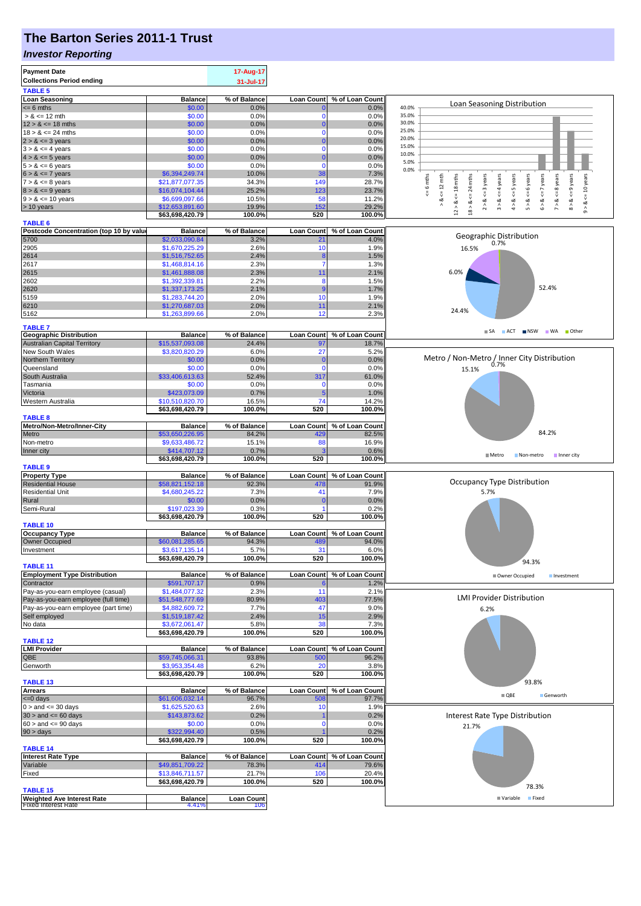# The Barton Series 2011-1 Trust

## *Investor Reporting*

| Payment Date | 17-Aug-17 |
|---|---|
| Collections Period ending | 31-Jul-17 |

**TABLE 5**

| Loan Seasoning | Balance | % of Balance | Loan Count | % of Loan Count |
|---|---|---|---|---|
| <= 6 mths | $0.00 | 0.0% | 0 | 0.0% |
| > & <= 12 mth | $0.00 | 0.0% | 0 | 0.0% |
| 12 > & <= 18 mths | $0.00 | 0.0% | 0 | 0.0% |
| 18 > & <= 24 mths | $0.00 | 0.0% | 0 | 0.0% |
| 2 > & <= 3 years | $0.00 | 0.0% | 0 | 0.0% |
| 3 > & <= 4 years | $0.00 | 0.0% | 0 | 0.0% |
| 4 > & <= 5 years | $0.00 | 0.0% | 0 | 0.0% |
| 5 > & <= 6 years | $0.00 | 0.0% | 0 | 0.0% |
| 6 > & <= 7 years | $6,394,249.74 | 10.0% | 38 | 7.3% |
| 7 > & <= 8 years | $21,877,077.35 | 34.3% | 149 | 28.7% |
| 8 > & <= 9 years | $16,074,104.44 | 25.2% | 123 | 23.7% |
| 9 > & <= 10 years | $6,699,097.66 | 10.5% | 58 | 11.2% |
| > 10 years | $12,653,891.60 | 19.9% | 152 | 29.2% |
| | $63,698,420.79 | 100.0% | 520 | 100.0% |

**TABLE 6**

| Postcode Concentration (top 10 by value) | Balance | % of Balance | Loan Count | % of Loan Count |
|---|---|---|---|---|
| 5700 | $2,033,090.84 | 3.2% | 21 | 4.0% |
| 2905 | $1,670,225.29 | 2.6% | 10 | 1.9% |
| 2614 | $1,516,752.65 | 2.4% | 8 | 1.5% |
| 2617 | $1,468,814.16 | 2.3% | 7 | 1.3% |
| 2615 | $1,461,888.08 | 2.3% | 11 | 2.1% |
| 2602 | $1,392,339.81 | 2.2% | 8 | 1.5% |
| 2620 | $1,337,173.25 | 2.1% | 9 | 1.7% |
| 5159 | $1,283,744.20 | 2.0% | 10 | 1.9% |
| 6210 | $1,270,687.03 | 2.0% | 11 | 2.1% |
| 5162 | $1,263,899.66 | 2.0% | 12 | 2.3% |

**TABLE 7**

| Geographic Distribution | Balance | % of Balance | Loan Count | % of Loan Count |
|---|---|---|---|---|
| Australian Capital Territory | $15,537,093.08 | 24.4% | 97 | 18.7% |
| New South Wales | $3,820,820.29 | 6.0% | 27 | 5.2% |
| Northern Territory | $0.00 | 0.0% | 0 | 0.0% |
| Queensland | $0.00 | 0.0% | 0 | 0.0% |
| South Australia | $33,406,613.63 | 52.4% | 317 | 61.0% |
| Tasmania | $0.00 | 0.0% | 0 | 0.0% |
| Victoria | $423,073.09 | 0.7% | 5 | 1.0% |
| Western Australia | $10,510,820.70 | 16.5% | 74 | 14.2% |
| | $63,698,420.79 | 100.0% | 520 | 100.0% |

**TABLE 8**

| Metro/Non-Metro/Inner-City | Balance | % of Balance | Loan Count | % of Loan Count |
|---|---|---|---|---|
| Metro | $53,650,226.95 | 84.2% | 429 | 82.5% |
| Non-metro | $9,633,486.72 | 15.1% | 88 | 16.9% |
| Inner city | $414,707.12 | 0.7% | 3 | 0.6% |
| | $63,698,420.79 | 100.0% | 520 | 100.0% |

**TABLE 9**

| Property Type | Balance | % of Balance | Loan Count | % of Loan Count |
|---|---|---|---|---|
| Residential House | $58,821,152.18 | 92.3% | 478 | 91.9% |
| Residential Unit | $4,680,245.22 | 7.3% | 41 | 7.9% |
| Rural | $0.00 | 0.0% | 0 | 0.0% |
| Semi-Rural | $197,023.39 | 0.3% | 1 | 0.2% |
| | $63,698,420.79 | 100.0% | 520 | 100.0% |

**TABLE 10**

| Occupancy Type | Balance | % of Balance | Loan Count | % of Loan Count |
|---|---|---|---|---|
| Owner Occupied | $60,081,285.65 | 94.3% | 489 | 94.0% |
| Investment | $3,617,135.14 | 5.7% | 31 | 6.0% |
| | $63,698,420.79 | 100.0% | 520 | 100.0% |

**TABLE 11**

| Employment Type Distribution | Balance | % of Balance | Loan Count | % of Loan Count |
|---|---|---|---|---|
| Contractor | $591,707.17 | 0.9% | 6 | 1.2% |
| Pay-as-you-earn employee (casual) | $1,484,077.32 | 2.3% | 11 | 2.1% |
| Pay-as-you-earn employee (full time) | $51,548,777.69 | 80.9% | 403 | 77.5% |
| Pay-as-you-earn employee (part time) | $4,882,609.72 | 7.7% | 47 | 9.0% |
| Self employed | $1,519,187.42 | 2.4% | 15 | 2.9% |
| No data | $3,672,061.47 | 5.8% | 38 | 7.3% |
| | $63,698,420.79 | 100.0% | 520 | 100.0% |

**TABLE 12**

| LMI Provider | Balance | % of Balance | Loan Count | % of Loan Count |
|---|---|---|---|---|
| QBE | $59,745,066.31 | 93.8% | 500 | 96.2% |
| Genworth | $3,953,354.48 | 6.2% | 20 | 3.8% |
| | $63,698,420.79 | 100.0% | 520 | 100.0% |

**TABLE 13**

| Arrears | Balance | % of Balance | Loan Count | % of Loan Count |
|---|---|---|---|---|
| <=0 days | $61,606,032.14 | 96.7% | 508 | 97.7% |
| 0 > and <= 30 days | $1,625,520.63 | 2.6% | 10 | 1.9% |
| 30 > and <= 60 days | $143,873.62 | 0.2% | 1 | 0.2% |
| 60 > and <= 90 days | $0.00 | 0.0% | 0 | 0.0% |
| 90 > days | $322,994.40 | 0.5% | 1 | 0.2% |
| | $63,698,420.79 | 100.0% | 520 | 100.0% |

**TABLE 14**

| Interest Rate Type | Balance | % of Balance | Loan Count | % of Loan Count |
|---|---|---|---|---|
| Variable | $49,851,709.22 | 78.3% | 414 | 79.6% |
| Fixed | $13,846,711.57 | 21.7% | 106 | 20.4% |
| | $63,698,420.79 | 100.0% | 520 | 100.0% |

**TABLE 15**

| Weighted Ave Interest Rate | Balance | Loan Count |
|---|---|---|
| Fixed Interest Rate | 4.41% | 106 |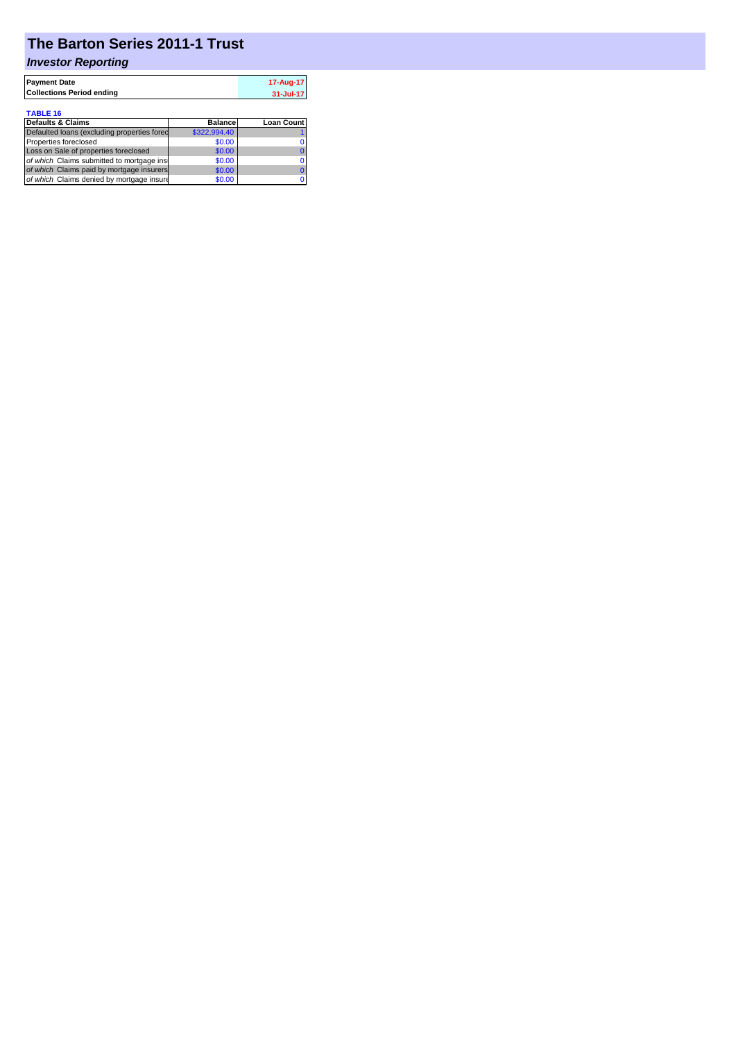# The Barton Series 2011-1 Trust

## *Investor Reporting*

| | |
|---|---|
| **Payment Date** | 17-Aug-17 |
| **Collections Period ending** | 31-Jul-17 |

**TABLE 16**

| Defaults & Claims | Balance | Loan Count |
|---|---|---|
| Defaulted loans (excluding properties forec | $322,994.40 | 1 |
| Properties foreclosed | $0.00 | 0 |
| Loss on Sale of properties foreclosed | $0.00 | 0 |
| *of which* Claims submitted to mortgage ins | $0.00 | 0 |
| *of which* Claims paid by mortgage insurers | $0.00 | 0 |
| *of which* Claims denied by mortgage insure | $0.00 | 0 |